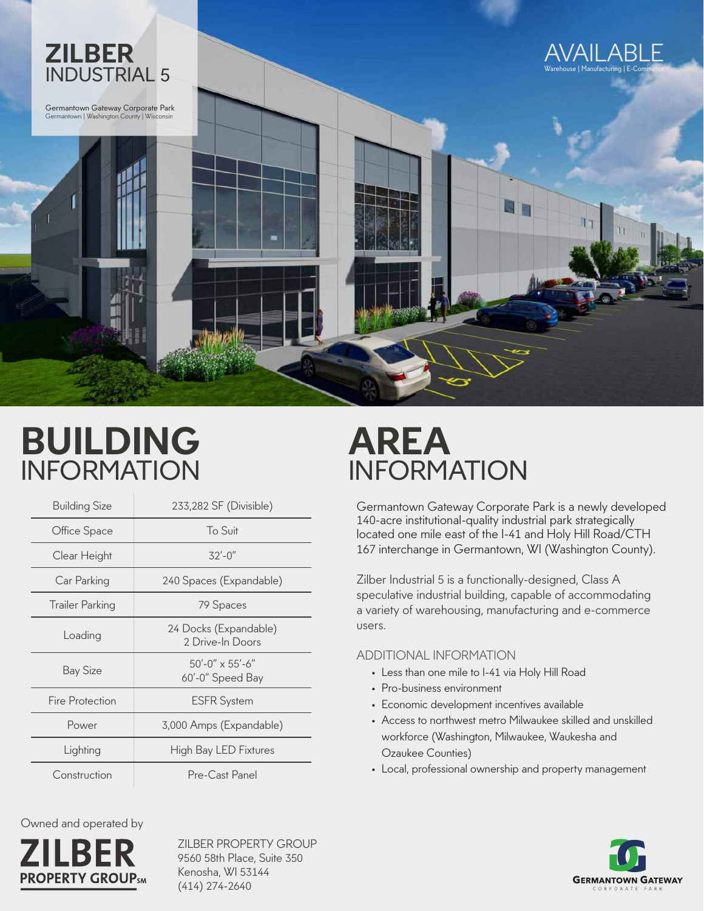# ZILBER INDUSTRIAL 5

Germantown Gateway Corporate Park
Germantown | Washington County | Wisconsin

AVAILABLE
Warehouse | Manufacturing | E-Commerce

## BUILDING INFORMATION

| Building Size | 233,282 SF (Divisible) |
|---|---|
| Office Space | To Suit |
| Clear Height | 32'-0" |
| Car Parking | 240 Spaces (Expandable) |
| Trailer Parking | 79 Spaces |
| Loading | 24 Docks (Expandable)<br>2 Drive-In Doors |
| Bay Size | 50'-0" x 55'-6"<br>60'-0" Speed Bay |
| Fire Protection | ESFR System |
| Power | 3,000 Amps (Expandable) |
| Lighting | High Bay LED Fixtures |
| Construction | Pre-Cast Panel |

## AREA INFORMATION

Germantown Gateway Corporate Park is a newly developed 140-acre institutional-quality industrial park strategically located one mile east of the I-41 and Holy Hill Road/CTH 167 interchange in Germantown, WI (Washington County).

Zilber Industrial 5 is a functionally-designed, Class A speculative industrial building, capable of accommodating a variety of warehousing, manufacturing and e-commerce users.

### ADDITIONAL INFORMATION

- Less than one mile to I-41 via Holy Hill Road
- Pro-business environment
- Economic development incentives available
- Access to northwest metro Milwaukee skilled and unskilled workforce (Washington, Milwaukee, Waukesha and Ozaukee Counties)
- Local, professional ownership and property management

Owned and operated by

ZILBER PROPERTY GROUP℠

ZILBER PROPERTY GROUP
9560 58th Place, Suite 350
Kenosha, WI 53144
(414) 274-2640

GERMANTOWN GATEWAY CORPORATE PARK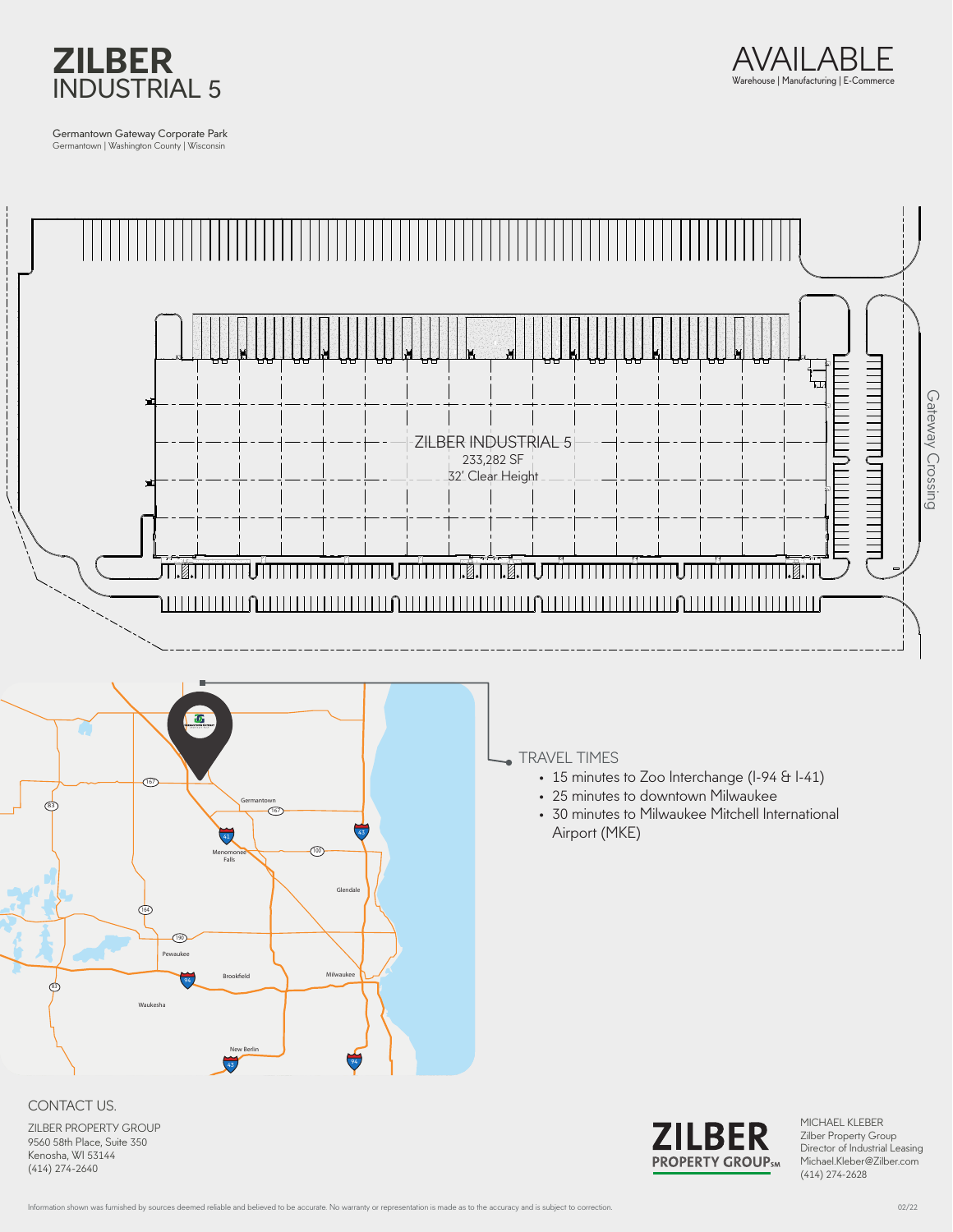# ZILBER
## INDUSTRIAL 5

Germantown Gateway Corporate Park
Germantown | Washington County | Wisconsin

# AVAILABLE
Warehouse | Manufacturing | E-Commerce

ZILBER INDUSTRIAL 5
233,282 SF
32' Clear Height

Gateway Crossing

Germantown
Menomonee Falls
Glendale
Pewaukee
Brookfield
Milwaukee
Waukesha
New Berlin

## TRAVEL TIMES

- 15 minutes to Zoo Interchange (I-94 & I-41)
- 25 minutes to downtown Milwaukee
- 30 minutes to Milwaukee Mitchell International Airport (MKE)

## CONTACT US.

ZILBER PROPERTY GROUP
9560 58th Place, Suite 350
Kenosha, WI 53144
(414) 274-2640

ZILBER PROPERTY GROUP℠

MICHAEL KLEBER
Zilber Property Group
Director of Industrial Leasing
Michael.Kleber@Zilber.com
(414) 274-2628

Information shown was furnished by sources deemed reliable and believed to be accurate. No warranty or representation is made as to the accuracy and is subject to correction.

02/22